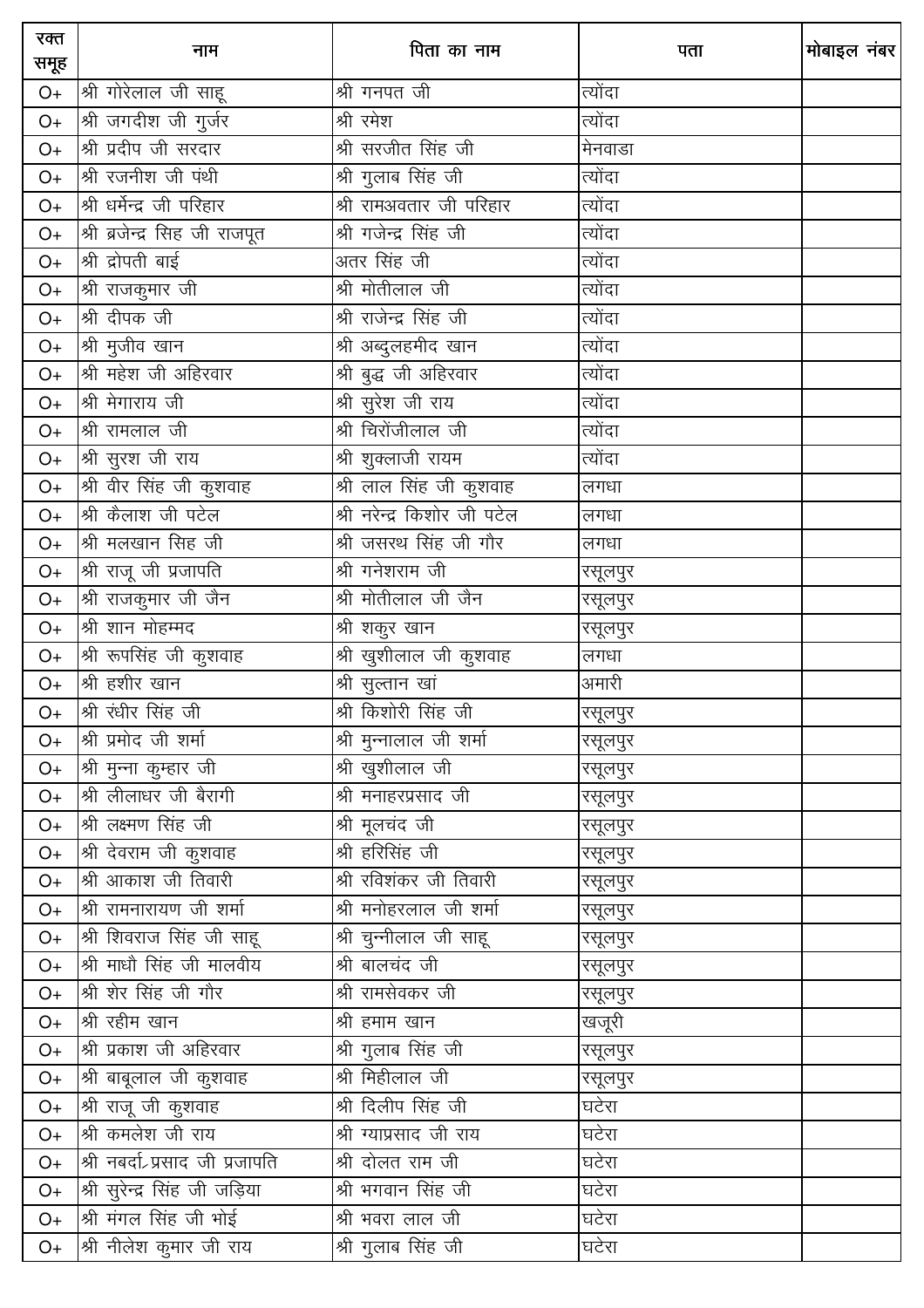| रक्त समूह | नाम | पिता का नाम | पता | मोबाइल नंबर |
|---|---|---|---|---|
| O+ | श्री गोरेलाल जी साहू | श्री गनपत जी | त्योंदा | |
| O+ | श्री जगदीश जी गुर्जर | श्री रमेश | त्योंदा | |
| O+ | श्री प्रदीप जी सरदार | श्री सरजीत सिंह जी | मेनवाडा | |
| O+ | श्री रजनीश जी पंथी | श्री गुलाब सिंह जी | त्योंदा | |
| O+ | श्री धर्मेन्द्र जी परिहार | श्री रामअवतार जी परिहार | त्योंदा | |
| O+ | श्री ब्रजेन्द्र सिह जी राजपूत | श्री गजेन्द्र सिंह जी | त्योंदा | |
| O+ | श्री द्रोपती बाई | अतर सिंह जी | त्योंदा | |
| O+ | श्री राजकुमार जी | श्री मोतीलाल जी | त्योंदा | |
| O+ | श्री दीपक जी | श्री राजेन्द्र सिंह जी | त्योंदा | |
| O+ | श्री मुजीव खान | श्री अब्दुलहमीद खान | त्योंदा | |
| O+ | श्री महेश जी अहिरवार | श्री बुद्ध जी अहिरवार | त्योंदा | |
| O+ | श्री मेगाराय जी | श्री सुरेश जी राय | त्योंदा | |
| O+ | श्री रामलाल जी | श्री चिरोंजीलाल जी | त्योंदा | |
| O+ | श्री सुरश जी राय | श्री शुक्लाजी रायम | त्योंदा | |
| O+ | श्री वीर सिंह जी कुशवाह | श्री लाल सिंह जी कुशवाह | लगधा | |
| O+ | श्री कैलाश जी पटेल | श्री नरेन्द्र किशोर जी पटेल | लगधा | |
| O+ | श्री मलखान सिह जी | श्री जसरथ सिंह जी गौर | लगधा | |
| O+ | श्री राजू जी प्रजापति | श्री गनेशराम जी | रसूलपुर | |
| O+ | श्री राजकुमार जी जैन | श्री मोतीलाल जी जैन | रसूलपुर | |
| O+ | श्री शान मोहम्मद | श्री शकुर खान | रसूलपुर | |
| O+ | श्री रूपसिंह जी कुशवाह | श्री खुशीलाल जी कुशवाह | लगधा | |
| O+ | श्री हशीर खान | श्री सुल्तान खां | अमारी | |
| O+ | श्री रंधीर सिंह जी | श्री किशोरी सिंह जी | रसूलपुर | |
| O+ | श्री प्रमोद जी शर्मा | श्री मुन्नालाल जी शर्मा | रसूलपुर | |
| O+ | श्री मुन्ना कुम्हार जी | श्री खुशीलाल जी | रसूलपुर | |
| O+ | श्री लीलाधर जी बैरागी | श्री मनाहरप्रसाद जी | रसूलपुर | |
| O+ | श्री लक्ष्मण सिंह जी | श्री मूलचंद जी | रसूलपुर | |
| O+ | श्री देवराम जी कुशवाह | श्री हरिसिंह जी | रसूलपुर | |
| O+ | श्री आकाश जी तिवारी | श्री रविशंकर जी तिवारी | रसूलपुर | |
| O+ | श्री रामनारायण जी शर्मा | श्री मनोहरलाल जी शर्मा | रसूलपुर | |
| O+ | श्री शिवराज सिंह जी साहू | श्री चुन्नीलाल जी साहू | रसूलपुर | |
| O+ | श्री माधौ सिंह जी मालवीय | श्री बालचंद जी | रसूलपुर | |
| O+ | श्री शेर सिंह जी गौर | श्री रामसेवकर जी | रसूलपुर | |
| O+ | श्री रहीम खान | श्री हमाम खान | खजूरी | |
| O+ | श्री प्रकाश जी अहिरवार | श्री गुलाब सिंह जी | रसूलपुर | |
| O+ | श्री बाबूलाल जी कुशवाह | श्री मिहीलाल जी | रसूलपुर | |
| O+ | श्री राजू जी कुशवाह | श्री दिलीप सिंह जी | घटेरा | |
| O+ | श्री कमलेश जी राय | श्री ग्याप्रसाद जी राय | घटेरा | |
| O+ | श्री नबर्दा प्रसाद जी प्रजापति | श्री दोलत राम जी | घटेरा | |
| O+ | श्री सुरेन्द्र सिंह जी जड़िया | श्री भगवान सिंह जी | घटेरा | |
| O+ | श्री मंगल सिंह जी भोई | श्री भवरा लाल जी | घटेरा | |
| O+ | श्री नीलेश कुमार जी राय | श्री गुलाब सिंह जी | घटेरा | |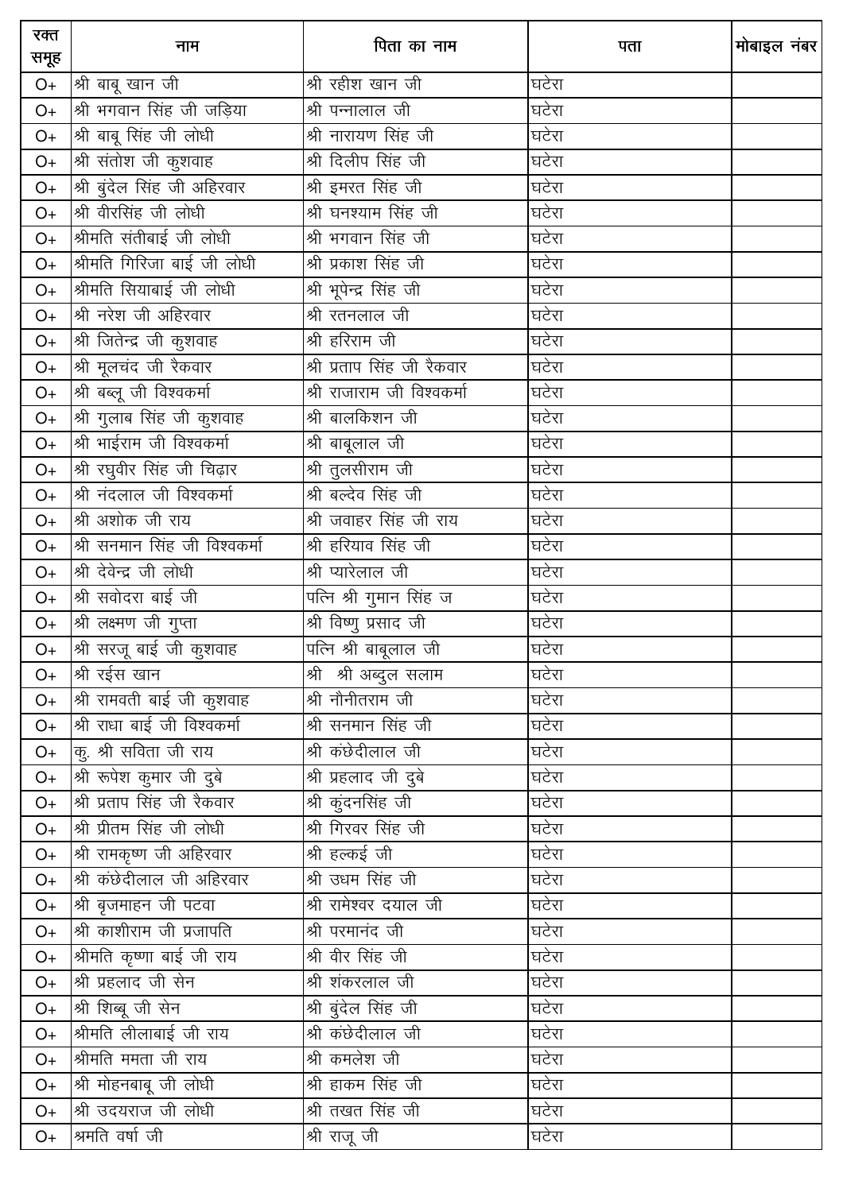| रक्त समूह | नाम | पिता का नाम | पता | मोबाइल नंबर |
|---|---|---|---|---|
| O+ | श्री बाबू खान जी | श्री रहीश खान जी | घटेरा | |
| O+ | श्री भगवान सिंह जी जड़िया | श्री पन्नालाल जी | घटेरा | |
| O+ | श्री बाबू सिंह जी लोधी | श्री नारायण सिंह जी | घटेरा | |
| O+ | श्री संतोश जी कुशवाह | श्री दिलीप सिंह जी | घटेरा | |
| O+ | श्री बुंदेल सिंह जी अहिरवार | श्री इमरत सिंह जी | घटेरा | |
| O+ | श्री वीरसिंह जी लोधी | श्री घनश्याम सिंह जी | घटेरा | |
| O+ | श्रीमति संतीबाई जी लोधी | श्री भगवान सिंह जी | घटेरा | |
| O+ | श्रीमति गिरिजा बाई जी लोधी | श्री प्रकाश सिंह जी | घटेरा | |
| O+ | श्रीमति सियाबाई जी लोधी | श्री भूपेन्द्र सिंह जी | घटेरा | |
| O+ | श्री नरेश जी अहिरवार | श्री रतनलाल जी | घटेरा | |
| O+ | श्री जितेन्द्र जी कुशवाह | श्री हरिराम जी | घटेरा | |
| O+ | श्री मूलचंद जी रैकवार | श्री प्रताप सिंह जी रैकवार | घटेरा | |
| O+ | श्री बब्लू जी विश्वकर्मा | श्री राजाराम जी विश्वकर्मा | घटेरा | |
| O+ | श्री गुलाब सिंह जी कुशवाह | श्री बालकिशन जी | घटेरा | |
| O+ | श्री भाईराम जी विश्वकर्मा | श्री बाबूलाल जी | घटेरा | |
| O+ | श्री रघुवीर सिंह जी चिढ़ार | श्री तुलसीराम जी | घटेरा | |
| O+ | श्री नंदलाल जी विश्वकर्मा | श्री बल्देव सिंह जी | घटेरा | |
| O+ | श्री अशोक जी राय | श्री जवाहर सिंह जी राय | घटेरा | |
| O+ | श्री सनमान सिंह जी विश्वकर्मा | श्री हरियाव सिंह जी | घटेरा | |
| O+ | श्री देवेन्द्र जी लोधी | श्री प्यारेलाल जी | घटेरा | |
| O+ | श्री सवोदरा बाई जी | पत्नि श्री गुमान सिंह ज | घटेरा | |
| O+ | श्री लक्ष्मण जी गुप्ता | श्री विष्णु प्रसाद जी | घटेरा | |
| O+ | श्री सरजू बाई जी कुशवाह | पत्नि श्री बाबूलाल जी | घटेरा | |
| O+ | श्री रईस खान | श्री  श्री अब्दुल सलाम | घटेरा | |
| O+ | श्री रामवती बाई जी कुशवाह | श्री नौनीतराम जी | घटेरा | |
| O+ | श्री राधा बाई जी विश्वकर्मा | श्री सनमान सिंह जी | घटेरा | |
| O+ | कु. श्री सविता जी राय | श्री कंछेदीलाल जी | घटेरा | |
| O+ | श्री रूपेश कुमार जी दुबे | श्री प्रहलाद जी दुबे | घटेरा | |
| O+ | श्री प्रताप सिंह जी रैकवार | श्री कुंदनसिंह जी | घटेरा | |
| O+ | श्री प्रीतम सिंह जी लोधी | श्री गिरवर सिंह जी | घटेरा | |
| O+ | श्री रामकृष्ण जी अहिरवार | श्री हल्कई जी | घटेरा | |
| O+ | श्री कंछेदीलाल जी अहिरवार | श्री उधम सिंह जी | घटेरा | |
| O+ | श्री बृजमाहन जी पटवा | श्री रामेश्वर दयाल जी | घटेरा | |
| O+ | श्री काशीराम जी प्रजापति | श्री परमानंद जी | घटेरा | |
| O+ | श्रीमति कृष्णा बाई जी राय | श्री वीर सिंह जी | घटेरा | |
| O+ | श्री प्रहलाद जी सेन | श्री शंकरलाल जी | घटेरा | |
| O+ | श्री शिब्बू जी सेन | श्री बुंदेल सिंह जी | घटेरा | |
| O+ | श्रीमति लीलाबाई जी राय | श्री कंछेदीलाल जी | घटेरा | |
| O+ | श्रीमति ममता जी राय | श्री कमलेश जी | घटेरा | |
| O+ | श्री मोहनबाबू जी लोधी | श्री हाकम सिंह जी | घटेरा | |
| O+ | श्री उदयराज जी लोधी | श्री तखत सिंह जी | घटेरा | |
| O+ | श्रमति वर्षा जी | श्री राजू जी | घटेरा | |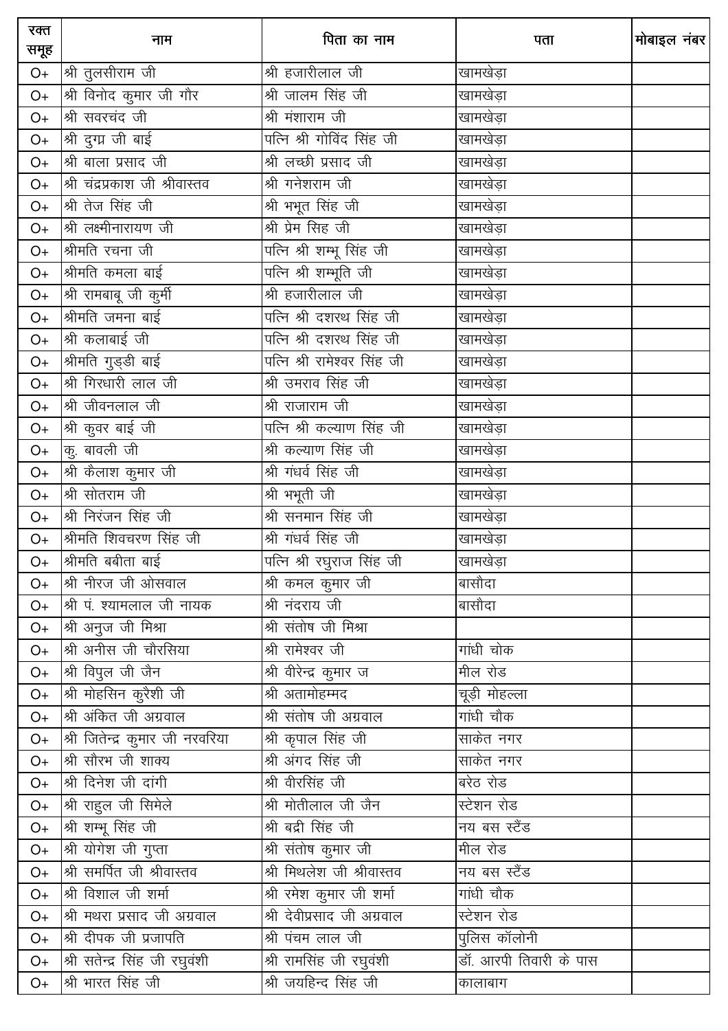| रक्त समूह | नाम | पिता का नाम | पता | मोबाइल नंबर |
|---|---|---|---|---|
| O+ | श्री तुलसीराम जी | श्री हजारीलाल जी | खामखेड़ा | |
| O+ | श्री विनोद कुमार जी गौर | श्री जालम सिंह जी | खामखेड़ा | |
| O+ | श्री सवरचंद जी | श्री मंशाराम जी | खामखेड़ा | |
| O+ | श्री दुग्र जी बाई | पत्नि श्री गोविंद सिंह जी | खामखेड़ा | |
| O+ | श्री बाला प्रसाद जी | श्री लच्छी प्रसाद जी | खामखेड़ा | |
| O+ | श्री चंद्रप्रकाश जी श्रीवास्तव | श्री गनेशराम जी | खामखेड़ा | |
| O+ | श्री तेज सिंह जी | श्री भभूत सिंह जी | खामखेड़ा | |
| O+ | श्री लक्ष्मीनारायण जी | श्री प्रेम सिह जी | खामखेड़ा | |
| O+ | श्रीमति रचना जी | पत्नि श्री शम्भू सिंह जी | खामखेड़ा | |
| O+ | श्रीमति कमला बाई | पत्नि श्री शम्भूति जी | खामखेड़ा | |
| O+ | श्री रामबाबू जी कुर्मी | श्री हजारीलाल जी | खामखेड़ा | |
| O+ | श्रीमति जमना बाई | पत्नि श्री दशरथ सिंह जी | खामखेड़ा | |
| O+ | श्री कलाबाई जी | पत्नि श्री दशरथ सिंह जी | खामखेड़ा | |
| O+ | श्रीमति गुड्डी बाई | पत्नि श्री रामेश्वर सिंह जी | खामखेड़ा | |
| O+ | श्री गिरधारी लाल जी | श्री उमराव सिंह जी | खामखेड़ा | |
| O+ | श्री जीवनलाल जी | श्री राजाराम जी | खामखेड़ा | |
| O+ | श्री कुवर बाई जी | पत्नि श्री कल्याण सिंह जी | खामखेड़ा | |
| O+ | कु. बावली जी | श्री कल्याण सिंह जी | खामखेड़ा | |
| O+ | श्री कैलाश कुमार जी | श्री गंधर्व सिंह जी | खामखेड़ा | |
| O+ | श्री सोतराम जी | श्री भभूती जी | खामखेड़ा | |
| O+ | श्री निरंजन सिंह जी | श्री सनमान सिंह जी | खामखेड़ा | |
| O+ | श्रीमति शिवचरण सिंह जी | श्री गंधर्व सिंह जी | खामखेड़ा | |
| O+ | श्रीमति बबीता बाई | पत्नि श्री रघुराज सिंह जी | खामखेड़ा | |
| O+ | श्री नीरज जी ओसवाल | श्री कमल कुमार जी | बासौदा | |
| O+ | श्री पं. श्यामलाल जी नायक | श्री नंदराय जी | बासौदा | |
| O+ | श्री अनुज जी मिश्रा | श्री संतोष जी मिश्रा | | |
| O+ | श्री अनीस जी चौरसिया | श्री रामेश्वर जी | गांधी चोक | |
| O+ | श्री विपुल जी जैन | श्री वीरेन्द्र कुमार ज | मील रोड | |
| O+ | श्री मोहसिन कुरैशी जी | श्री अतामोहम्मद | चूड़ी मोहल्ला | |
| O+ | श्री अंकित जी अग्रवाल | श्री संतोष जी अग्रवाल | गांधी चौक | |
| O+ | श्री जितेन्द्र कुमार जी नरवरिया | श्री कृपाल सिंह जी | साकेत नगर | |
| O+ | श्री सौरभ जी शाक्य | श्री अंगद सिंह जी | साकेत नगर | |
| O+ | श्री दिनेश जी दांगी | श्री वीरसिंह जी | बरेठ रोड | |
| O+ | श्री राहुल जी सिमेले | श्री मोतीलाल जी जैन | स्टेशन रोड | |
| O+ | श्री शम्भू सिंह जी | श्री बद्री सिंह जी | नय बस स्टैंड | |
| O+ | श्री योगेश जी गुप्ता | श्री संतोष कुमार जी | मील रोड | |
| O+ | श्री समर्पित जी श्रीवास्तव | श्री मिथलेश जी श्रीवास्तव | नय बस स्टैंड | |
| O+ | श्री विशाल जी शर्मा | श्री रमेश कुमार जी शर्मा | गांधी चौक | |
| O+ | श्री मथरा प्रसाद जी अग्रवाल | श्री देवीप्रसाद जी अग्रवाल | स्टेशन रोड | |
| O+ | श्री दीपक जी प्रजापति | श्री पंचम लाल जी | पुलिस कॉलोनी | |
| O+ | श्री सतेन्द्र सिंह जी रघुवंशी | श्री रामसिंह जी रघुवंशी | डॉ. आरपी तिवारी के पास | |
| O+ | श्री भारत सिंह जी | श्री जयहिन्द सिंह जी | कालाबाग | |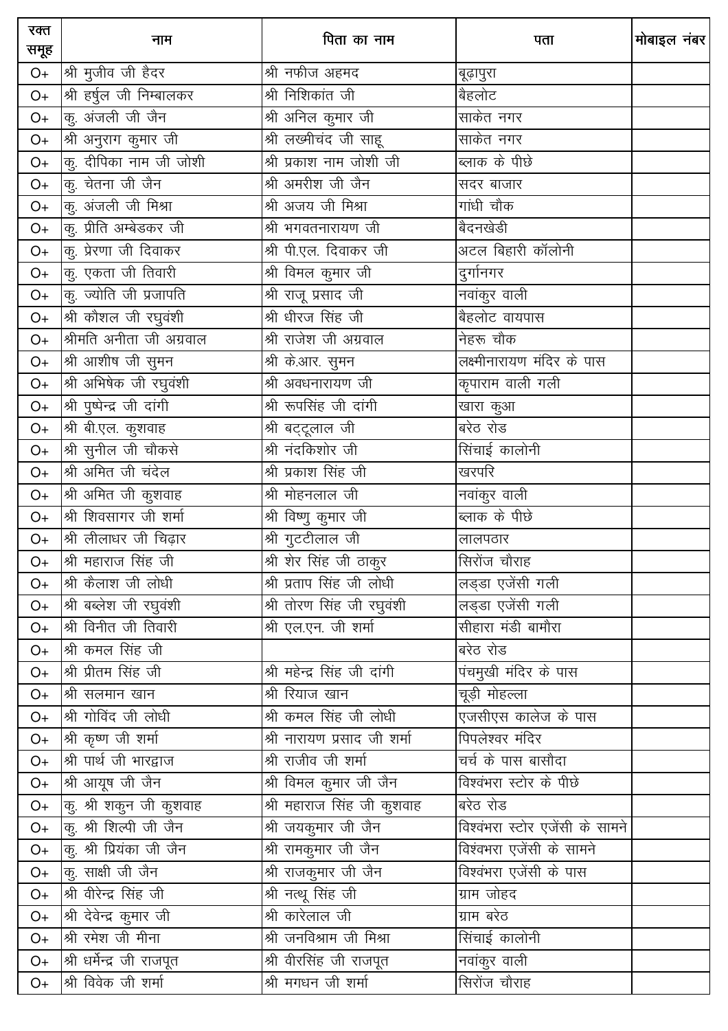| रक्त समूह | नाम | पिता का नाम | पता | मोबाइल नंबर |
|---|---|---|---|---|
| O+ | श्री मुजीव जी हैदर | श्री नफीज अहमद | बूढ़ापुरा | |
| O+ | श्री हर्षुल जी निम्बालकर | श्री निशिकांत जी | बेहलोट | |
| O+ | कु. अंजली जी जैन | श्री अनिल कुमार जी | साकेत नगर | |
| O+ | श्री अनुराग कुमार जी | श्री लख्मीचंद जी साहू | साकेत नगर | |
| O+ | कु. दीपिका नाम जी जोशी | श्री प्रकाश नाम जोशी जी | ब्लाक के पीछे | |
| O+ | कु. चेतना जी जैन | श्री अमरीश जी जैन | सदर बाजार | |
| O+ | कु. अंजली जी मिश्रा | श्री अजय जी मिश्रा | गांधी चौक | |
| O+ | कु. प्रीति अम्बेडकर जी | श्री भगवतनारायण जी | बैदनखेडी | |
| O+ | कु. प्रेरणा जी दिवाकर | श्री पी.एल. दिवाकर जी | अटल बिहारी कॉलोनी | |
| O+ | कु. एकता जी तिवारी | श्री विमल कुमार जी | दुर्गानगर | |
| O+ | कु. ज्योति जी प्रजापति | श्री राजू प्रसाद जी | नवांकुर वाली | |
| O+ | श्री कौशल जी रघुवंशी | श्री धीरज सिंह जी | बेहलोट वायपास | |
| O+ | श्रीमति अनीता जी अग्रवाल | श्री राजेश जी अग्रवाल | नेहरू चौक | |
| O+ | श्री आशीष जी सुमन | श्री के.आर. सुमन | लक्ष्मीनारायण मंदिर के पास | |
| O+ | श्री अभिषेक जी रघुवंशी | श्री अवधनारायण जी | कृपाराम वाली गली | |
| O+ | श्री पुष्पेन्द्र जी दांगी | श्री रूपसिंह जी दांगी | खारा कुआ | |
| O+ | श्री बी.एल. कुशवाह | श्री बट्टूलाल जी | बरेठ रोड | |
| O+ | श्री सुनील जी चौकसे | श्री नंदकिशोर जी | सिंचाई कालोनी | |
| O+ | श्री अमित जी चंदेल | श्री प्रकाश सिंह जी | खरपरि | |
| O+ | श्री अमित जी कुशवाह | श्री मोहनलाल जी | नवांकुर वाली | |
| O+ | श्री शिवसागर जी शर्मा | श्री विष्णु कुमार जी | ब्लाक के पीछे | |
| O+ | श्री लीलाधर जी चिढ़ार | श्री गुट्टीलाल जी | लालपठार | |
| O+ | श्री महाराज सिंह जी | श्री शेर सिंह जी ठाकुर | सिरोंज चौराह | |
| O+ | श्री कैलाश जी लोधी | श्री प्रताप सिंह जी लोधी | लड्डा एजेंसी गली | |
| O+ | श्री बब्लेश जी रघुवंशी | श्री तोरण सिंह जी रघुवंशी | लड्डा एजेंसी गली | |
| O+ | श्री विनीत जी तिवारी | श्री एल.एन. जी शर्मा | सीहारा मंडी बामौरा | |
| O+ | श्री कमल सिंह जी | | बरेठ रोड | |
| O+ | श्री प्रीतम सिंह जी | श्री महेन्द्र सिंह जी दांगी | पंचमुखी मंदिर के पास | |
| O+ | श्री सलमान खान | श्री रियाज खान | चूड़ी मोहल्ला | |
| O+ | श्री गोविंद जी लोधी | श्री कमल सिंह जी लोधी | एजसीएस कालेज के पास | |
| O+ | श्री कृष्ण जी शर्मा | श्री नारायण प्रसाद जी शर्मा | पिपलेश्वर मंदिर | |
| O+ | श्री पार्थ जी भारद्वाज | श्री राजीव जी शर्मा | चर्च के पास बासौदा | |
| O+ | श्री आयूष जी जैन | श्री विमल कुमार जी जैन | विश्वंभरा स्टोर के पीछे | |
| O+ | कु. श्री शकुन जी कुशवाह | श्री महाराज सिंह जी कुशवाह | बरेठ रोड | |
| O+ | कु. श्री शिल्पी जी जैन | श्री जयकुमार जी जैन | विश्वंभरा स्टोर एजेंसी के सामने | |
| O+ | कु. श्री प्रियंका जी जैन | श्री रामकुमार जी जैन | विश्वंभरा एजेंसी के सामने | |
| O+ | कु. साक्षी जी जैन | श्री राजकुमार जी जैन | विश्वंभरा एजेंसी के पास | |
| O+ | श्री वीरेन्द्र सिंह जी | श्री नत्थू सिंह जी | ग्राम जोहद | |
| O+ | श्री देवेन्द्र कुमार जी | श्री कारेलाल जी | ग्राम बरेठ | |
| O+ | श्री रमेश जी मीना | श्री जनविश्राम जी मिश्रा | सिंचाई कालोनी | |
| O+ | श्री धर्मेन्द्र जी राजपूत | श्री वीरसिंह जी राजपूत | नवांकुर वाली | |
| O+ | श्री विवेक जी शर्मा | श्री मगधन जी शर्मा | सिरोंज चौराह | |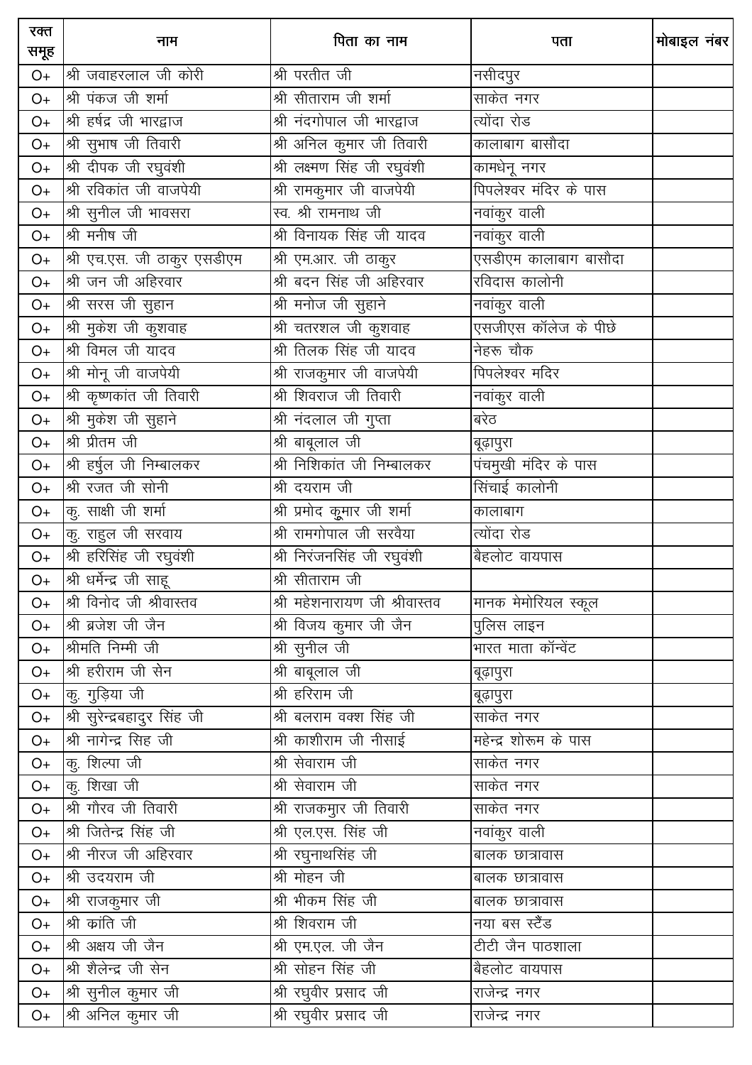| रक्त समूह | नाम | पिता का नाम | पता | मोबाइल नंबर |
|---|---|---|---|---|
| O+ | श्री जवाहरलाल जी कोरी | श्री परतीत जी | नसीदपुर | |
| O+ | श्री पंकज जी शर्मा | श्री सीताराम जी शर्मा | साकेत नगर | |
| O+ | श्री हर्षद्र जी भारद्वाज | श्री नंदगोपाल जी भारद्वाज | त्योंदा रोड | |
| O+ | श्री सुभाष जी तिवारी | श्री अनिल कुमार जी तिवारी | कालाबाग बासौदा | |
| O+ | श्री दीपक जी रघुवंशी | श्री लक्ष्मण सिंह जी रघुवंशी | कामधेनू नगर | |
| O+ | श्री रविकांत जी वाजपेयी | श्री रामकुमार जी वाजपेयी | पिपलेश्वर मंदिर के पास | |
| O+ | श्री सुनील जी भावसरा | स्व. श्री रामनाथ जी | नवांकुर वाली | |
| O+ | श्री मनीष जी | श्री विनायक सिंह जी यादव | नवांकुर वाली | |
| O+ | श्री एच.एस. जी ठाकुर एसडीएम | श्री एम.आर. जी ठाकुर | एसडीएम कालाबाग बासौदा | |
| O+ | श्री जन जी अहिरवार | श्री बदन सिंह जी अहिरवार | रविदास कालोनी | |
| O+ | श्री सरस जी सुहान | श्री मनोज जी सुहाने | नवांकुर वाली | |
| O+ | श्री मुकेश जी कुशवाह | श्री चतरशल जी कुशवाह | एसजीएस कॉलेज के पीछे | |
| O+ | श्री विमल जी यादव | श्री तिलक सिंह जी यादव | नेहरू चौक | |
| O+ | श्री मोनू जी वाजपेयी | श्री राजकुमार जी वाजपेयी | पिपलेश्वर मंदिर | |
| O+ | श्री कृष्णकांत जी तिवारी | श्री शिवराज जी तिवारी | नवांकुर वाली | |
| O+ | श्री मुकेश जी सुहाने | श्री नंदलाल जी गुप्ता | बरेठ | |
| O+ | श्री प्रीतम जी | श्री बाबूलाल जी | बूढ़ापुरा | |
| O+ | श्री हर्षुल जी निम्बालकर | श्री निशिकांत जी निम्बालकर | पंचमुखी मंदिर के पास | |
| O+ | श्री रजत जी सोनी | श्री दयराम जी | सिंचाई कालोनी | |
| O+ | कु. साक्षी जी शर्मा | श्री प्रमोद कुमार जी शर्मा | कालाबाग | |
| O+ | कु. राहुल जी सरवाय | श्री रामगोपाल जी सरवैया | त्योंदा रोड | |
| O+ | श्री हरिसिंह जी रघुवंशी | श्री निरंजनसिंह जी रघुवंशी | बैहलोट वायपास | |
| O+ | श्री धर्मेन्द्र जी साहू | श्री सीताराम जी | | |
| O+ | श्री विनोद जी श्रीवास्तव | श्री महेशनारायण जी श्रीवास्तव | मानक मेमोरियल स्कूल | |
| O+ | श्री ब्रजेश जी जैन | श्री विजय कुमार जी जैन | पुलिस लाइन | |
| O+ | श्रीमति निम्मी जी | श्री सुनील जी | भारत माता कॉन्वेंट | |
| O+ | श्री हरीराम जी सेन | श्री बाबूलाल जी | बूढ़ापुरा | |
| O+ | कु. गुड़िया जी | श्री हरिराम जी | बूढ़ापुरा | |
| O+ | श्री सुरेन्द्रबहादुर सिंह जी | श्री बलराम वक्श सिंह जी | साकेत नगर | |
| O+ | श्री नागेन्द्र सिह जी | श्री काशीराम जी नीसाई | महेन्द्र शोरूम के पास | |
| O+ | कु. शिल्पा जी | श्री सेवाराम जी | साकेत नगर | |
| O+ | कु. शिखा जी | श्री सेवाराम जी | साकेत नगर | |
| O+ | श्री गौरव जी तिवारी | श्री राजकमुार जी तिवारी | साकेत नगर | |
| O+ | श्री जितेन्द्र सिंह जी | श्री एल.एस. सिंह जी | नवांकुर वाली | |
| O+ | श्री नीरज जी अहिरवार | श्री रघुनाथसिंह जी | बालक छात्रावास | |
| O+ | श्री उदयराम जी | श्री मोहन जी | बालक छात्रावास | |
| O+ | श्री राजकुमार जी | श्री भीकम सिंह जी | बालक छात्रावास | |
| O+ | श्री क्रांति जी | श्री शिवराम जी | नया बस स्टैंड | |
| O+ | श्री अक्षय जी जैन | श्री एम.एल. जी जैन | टीटी जैन पाठशाला | |
| O+ | श्री शैलेन्द्र जी सेन | श्री सोहन सिंह जी | बैहलोट वायपास | |
| O+ | श्री सुनील कुमार जी | श्री रघुवीर प्रसाद जी | राजेन्द्र नगर | |
| O+ | श्री अनिल कुमार जी | श्री रघुवीर प्रसाद जी | राजेन्द्र नगर | |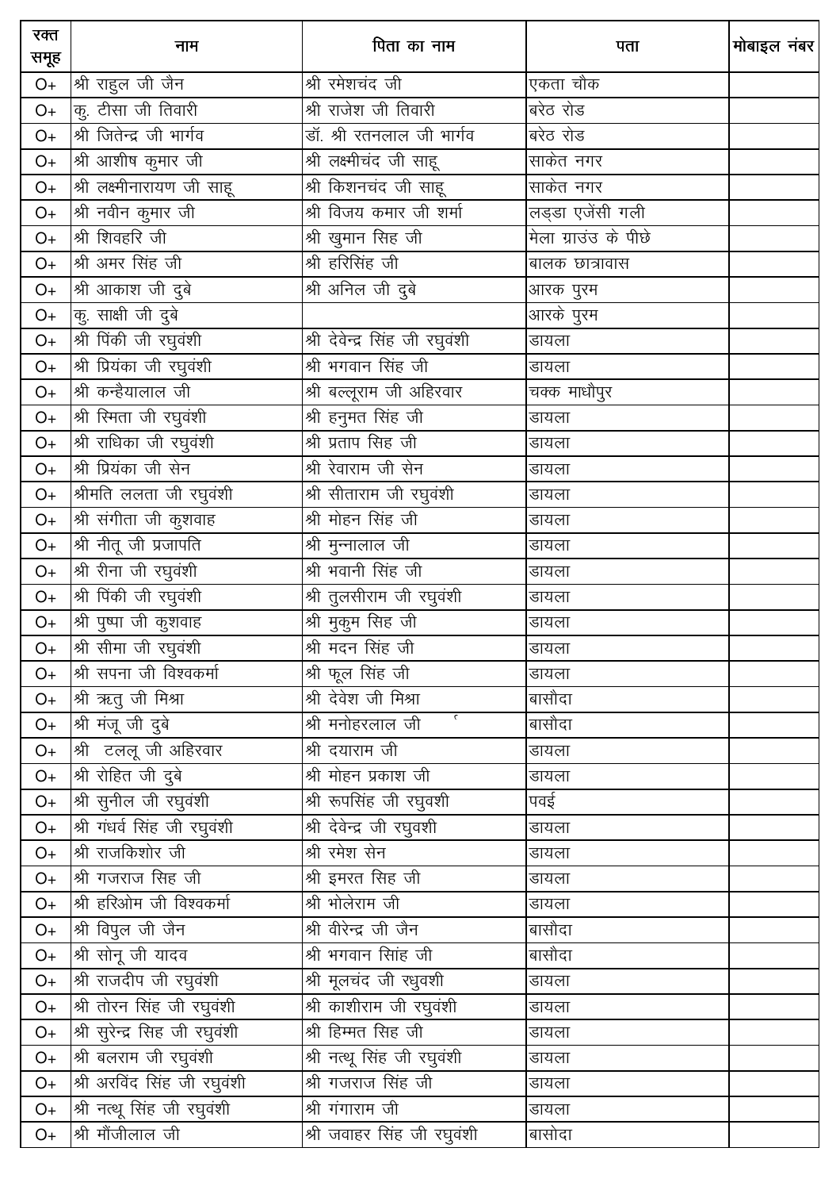| रक्त समूह | नाम | पिता का नाम | पता | मोबाइल नंबर |
|---|---|---|---|---|
| O+ | श्री राहुल जी जैन | श्री रमेशचंद जी | एकता चौक | |
| O+ | कु. टीसा जी तिवारी | श्री राजेश जी तिवारी | बरेठ रोड | |
| O+ | श्री जितेन्द्र जी भार्गव | डॉ. श्री रतनलाल जी भार्गव | बरेठ रोड | |
| O+ | श्री आशीष कुमार जी | श्री लक्ष्मीचंद जी साहू | साकेत नगर | |
| O+ | श्री लक्ष्मीनारायण जी साहू | श्री किशनचंद जी साहू | साकेत नगर | |
| O+ | श्री नवीन कुमार जी | श्री विजय कमार जी शर्मा | लड्डा एजेंसी गली | |
| O+ | श्री शिवहरि जी | श्री खुमान सिंह जी | मेला ग्राउंड के पीछे | |
| O+ | श्री अमर सिंह जी | श्री हरिसिंह जी | बालक छात्रावास | |
| O+ | श्री आकाश जी दुबे | श्री अनिल जी दुबे | आरक पुरम | |
| O+ | कु. साक्षी जी दुबे | | आरके पुरम | |
| O+ | श्री पिंकी जी रघुवंशी | श्री देवेन्द्र सिंह जी रघुवंशी | डायला | |
| O+ | श्री प्रियंका जी रघुवंशी | श्री भगवान सिंह जी | डायला | |
| O+ | श्री कन्हैयालाल जी | श्री बल्लूराम जी अहिरवार | चक्क माधौपुर | |
| O+ | श्री स्मिता जी रघुवंशी | श्री हनुमत सिंह जी | डायला | |
| O+ | श्री राधिका जी रघुवंशी | श्री प्रताप सिह जी | डायला | |
| O+ | श्री प्रियंका जी सेन | श्री रेवाराम जी सेन | डायला | |
| O+ | श्रीमति ललता जी रघुवंशी | श्री सीताराम जी रघुवंशी | डायला | |
| O+ | श्री संगीता जी कुशवाह | श्री मोहन सिंह जी | डायला | |
| O+ | श्री नीतू जी प्रजापति | श्री मुन्नालाल जी | डायला | |
| O+ | श्री रीना जी रघुवंशी | श्री भवानी सिंह जी | डायला | |
| O+ | श्री पिंकी जी रघुवंशी | श्री तुलसीराम जी रघुवंशी | डायला | |
| O+ | श्री पुष्पा जी कुशवाह | श्री मुकुम सिह जी | डायला | |
| O+ | श्री सीमा जी रघुवंशी | श्री मदन सिंह जी | डायला | |
| O+ | श्री सपना जी विश्वकर्मा | श्री फूल सिंह जी | डायला | |
| O+ | श्री ऋतु जी मिश्रा | श्री देवेश जी मिश्रा | बासौदा | |
| O+ | श्री मंजू जी दुबे | श्री मनोहरलाल जी | बासौदा | |
| O+ | श्री टललू जी अहिरवार | श्री दयाराम जी | डायला | |
| O+ | श्री रोहित जी दुबे | श्री मोहन प्रकाश जी | डायला | |
| O+ | श्री सुनील जी रघुवंशी | श्री रूपसिंह जी रघुवशी | पवई | |
| O+ | श्री गंधर्व सिंह जी रघुवंशी | श्री देवेन्द्र जी रघुवशी | डायला | |
| O+ | श्री राजकिशोर जी | श्री रमेश सेन | डायला | |
| O+ | श्री गजराज सिह जी | श्री इमरत सिह जी | डायला | |
| O+ | श्री हरिओम जी विश्वकर्मा | श्री भोलेराम जी | डायला | |
| O+ | श्री विपुल जी जैन | श्री वीरेन्द्र जी जैन | बासौदा | |
| O+ | श्री सोनू जी यादव | श्री भगवान सिांह जी | बासौदा | |
| O+ | श्री राजदीप जी रघुवंशी | श्री मूलचंद जी रधुवशी | डायला | |
| O+ | श्री तोरन सिंह जी रघुवंशी | श्री काशीराम जी रघुवंशी | डायला | |
| O+ | श्री सुरेन्द्र सिह जी रघुवंशी | श्री हिम्मत सिह जी | डायला | |
| O+ | श्री बलराम जी रघुवंशी | श्री नत्थू सिंह जी रघुवंशी | डायला | |
| O+ | श्री अरविंद सिंह जी रघुवंशी | श्री गजराज सिंह जी | डायला | |
| O+ | श्री नत्थू सिंह जी रघुवंशी | श्री गंगाराम जी | डायला | |
| O+ | श्री मौंजीलाल जी | श्री जवाहर सिंह जी रघुवंशी | बासोदा | |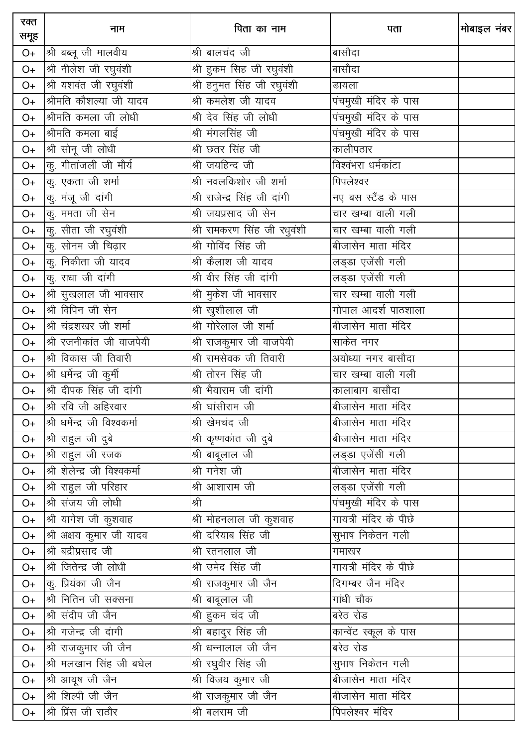| रक्त समूह | नाम | पिता का नाम | पता | मोबाइल नंबर |
|---|---|---|---|---|
| O+ | श्री बब्लू जी मालवीय | श्री बालचंद जी | बासौदा | |
| O+ | श्री नीलेश जी रघुवंशी | श्री हुकम सिंह जी रघुवंशी | बासौदा | |
| O+ | श्री यशवंत जी रघुवंशी | श्री हनुमत सिंह जी रघुवंशी | डायला | |
| O+ | श्रीमति कौशल्या जी यादव | श्री कमलेश जी यादव | पंचमुखी मंदिर के पास | |
| O+ | श्रीमति कमला जी लोधी | श्री देव सिंह जी लोधी | पंचमुखी मंदिर के पास | |
| O+ | श्रीमति कमला बाई | श्री मंगलसिंह जी | पंचमुखी मंदिर के पास | |
| O+ | श्री सोनू जी लोधी | श्री छतर सिंह जी | कालीपठार | |
| O+ | कु. गीतांजली जी मौर्य | श्री जयहिन्द जी | विश्वंभरा धर्मकांटा | |
| O+ | कु. एकता जी शर्मा | श्री नवलकिशोर जी शर्मा | पिपलेश्वर | |
| O+ | कु. मंजू जी दांगी | श्री राजेन्द्र सिंह जी दांगी | नए बस स्टैंड के पास | |
| O+ | कु. ममता जी सेन | श्री जयप्रसाद जी सेन | चार खम्बा वाली गली | |
| O+ | कु. सीता जी रघुवंशी | श्री रामकरण सिंह जी रधुवंशी | चार खम्बा वाली गली | |
| O+ | कु. सोनम जी चिढ़ार | श्री गोविंद सिंह जी | बीजासेन माता मंदिर | |
| O+ | कु. निकीता जी यादव | श्री कैलाश जी यादव | लड्डा एजेंसी गली | |
| O+ | कु. राधा जी दांगी | श्री वीर सिंह जी दांगी | लड्डा एजेंसी गली | |
| O+ | श्री सुखलाल जी भावसार | श्री मुकेश जी भावसार | चार खम्बा वाली गली | |
| O+ | श्री विपिन जी सेन | श्री खुशीलाल जी | गोपाल आदर्श पाठशाला | |
| O+ | श्री चंद्रशखर जी शर्मा | श्री गोरेलाल जी शर्मा | बीजासेन माता मंदिर | |
| O+ | श्री रजनीकांत जी वाजपेयी | श्री राजकुमार जी वाजपेयी | साकेत नगर | |
| O+ | श्री विकास जी तिवारी | श्री रामसेवक जी तिवारी | अयोध्या नगर बासौदा | |
| O+ | श्री धर्मेन्द्र जी कुर्मी | श्री तोरन सिंह जी | चार खम्बा वाली गली | |
| O+ | श्री दीपक सिंह जी दांगी | श्री भैयाराम जी दांगी | कालाबाग बासौदा | |
| O+ | श्री रवि जी अहिरवार | श्री घांसीराम जी | बीजासेन माता मंदिर | |
| O+ | श्री धर्मेन्द्र जी विश्वकर्मा | श्री खेमचंद जी | बीजासेन माता मंदिर | |
| O+ | श्री राहुल जी दुबे | श्री कृष्णकांत जी दुबे | बीजासेन माता मंदिर | |
| O+ | श्री राहुल जी रजक | श्री बाबूलाल जी | लड्डा एजेंसी गली | |
| O+ | श्री शेलेन्द्र जी विश्वकर्मा | श्री गनेश जी | बीजासेन माता मंदिर | |
| O+ | श्री राहुल जी परिहार | श्री आशाराम जी | लड्डा एजेंसी गली | |
| O+ | श्री संजय जी लोधी | श्री | पंचमुखी मंदिर के पास | |
| O+ | श्री यागेश जी कुशवाह | श्री मोहनलाल जी कुशवाह | गायत्री मंदिर के पीछे | |
| O+ | श्री अक्षय कुमार जी यादव | श्री दरियाब सिंह जी | सुभाष निकेतन गली | |
| O+ | श्री बद्रीप्रसाद जी | श्री रतनलाल जी | गमाखर | |
| O+ | श्री जितेन्द्र जी लोधी | श्री उमेद सिंह जी | गायत्री मंदिर के पीछे | |
| O+ | कु. प्रियंका जी जैन | श्री राजकुमार जी जैन | दिगम्बर जैन मंदिर | |
| O+ | श्री नितिन जी सक्सना | श्री बाबूलाल जी | गांधी चौक | |
| O+ | श्री संदीप जी जैन | श्री हुकम चंद जी | बरेठ रोड | |
| O+ | श्री गजेन्द्र जी दांगी | श्री बहादुर सिंह जी | कान्वेंट स्कूल के पास | |
| O+ | श्री राजकुमार जी जैन | श्री धन्नालाल जी जैन | बरेठ रोड | |
| O+ | श्री मलखान सिंह जी बघेल | श्री रघुवीर सिंह जी | सुभाष निकेतन गली | |
| O+ | श्री आयूष जी जैन | श्री विजय कुमार जी | बीजासेन माता मंदिर | |
| O+ | श्री शिल्पी जी जैन | श्री राजकुमार जी जैन | बीजासेन माता मंदिर | |
| O+ | श्री प्रिंस जी राठौर | श्री बलराम जी | पिपलेश्वर मंदिर | |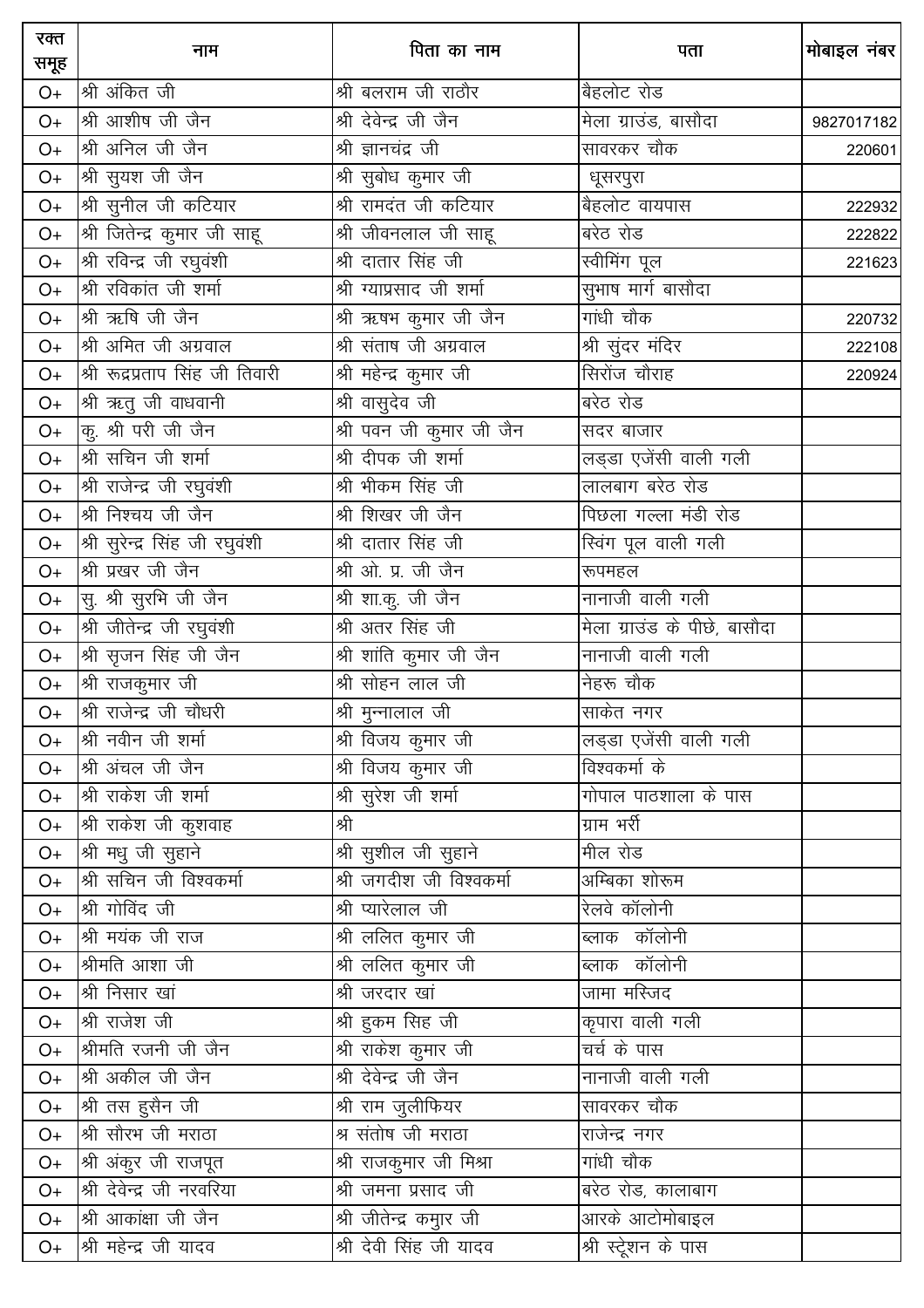| रक्त समूह | नाम | पिता का नाम | पता | मोबाइल नंबर |
|---|---|---|---|---|
| O+ | श्री अंकित जी | श्री बलराम जी राठौर | बैहलोट रोड | |
| O+ | श्री आशीष जी जैन | श्री देवेन्द्र जी जैन | मेला ग्राउंड, बासौदा | 9827017182 |
| O+ | श्री अनिल जी जैन | श्री ज्ञानचंद्र जी | सावरकर चौक | 220601 |
| O+ | श्री सुयश जी जैन | श्री सुबोध कुमार जी | धूसरपुरा | |
| O+ | श्री सुनील जी कटियार | श्री रामदंत जी कटियार | बैहलोट वायपास | 222932 |
| O+ | श्री जितेन्द्र कुमार जी साहू | श्री जीवनलाल जी साहू | बरेठ रोड | 222822 |
| O+ | श्री रविन्द्र जी रघुवंशी | श्री दातार सिंह जी | स्वीमिंग पूल | 221623 |
| O+ | श्री रविकांत जी शर्मा | श्री ग्याप्रसाद जी शर्मा | सुभाष मार्ग बासौदा | |
| O+ | श्री ऋषि जी जैन | श्री ऋषभ कुमार जी जैन | गांधी चौक | 220732 |
| O+ | श्री अमित जी अग्रवाल | श्री संताष जी अग्रवाल | श्री सुंदर मंदिर | 222108 |
| O+ | श्री रूद्रप्रताप सिंह जी तिवारी | श्री महेन्द्र कुमार जी | सिरोंज चौराह | 220924 |
| O+ | श्री ऋतु जी वाधवानी | श्री वासुदेव जी | बरेठ रोड | |
| O+ | कु. श्री परी जी जैन | श्री पवन जी कुमार जी जैन | सदर बाजार | |
| O+ | श्री सचिन जी शर्मा | श्री दीपक जी शर्मा | लड्डा एजेंसी वाली गली | |
| O+ | श्री राजेन्द्र जी रघुवंशी | श्री भीकम सिंह जी | लालबाग बरेठ रोड | |
| O+ | श्री निश्चय जी जैन | श्री शिखर जी जैन | पिछला गल्ला मंडी रोड | |
| O+ | श्री सुरेन्द्र सिंह जी रघुवंशी | श्री दातार सिंह जी | स्विंग पूल वाली गली | |
| O+ | श्री प्रखर जी जैन | श्री ओ. प्र. जी जैन | रूपमहल | |
| O+ | सु. श्री सुरभि जी जैन | श्री शा.कु. जी जैन | नानाजी वाली गली | |
| O+ | श्री जीतेन्द्र जी रघुवंशी | श्री अतर सिंह जी | मेला ग्राउंड के पीछे, बासौदा | |
| O+ | श्री सृजन सिंह जी जैन | श्री शांति कुमार जी जैन | नानाजी वाली गली | |
| O+ | श्री राजकुमार जी | श्री सोहन लाल जी | नेहरू चौक | |
| O+ | श्री राजेन्द्र जी चौधरी | श्री मुन्नालाल जी | साकेत नगर | |
| O+ | श्री नवीन जी शर्मा | श्री विजय कुमार जी | लड्डा एजेंसी वाली गली | |
| O+ | श्री अंचल जी जैन | श्री विजय कुमार जी | विश्वकर्मा के | |
| O+ | श्री राकेश जी शर्मा | श्री सुरेश जी शर्मा | गोपाल पाठशाला के पास | |
| O+ | श्री राकेश जी कुशवाह | श्री | ग्राम भर्री | |
| O+ | श्री मधु जी सुहाने | श्री सुशील जी सुहाने | मील रोड | |
| O+ | श्री सचिन जी विश्वकर्मा | श्री जगदीश जी विश्वकर्मा | अम्बिका शोरूम | |
| O+ | श्री गोविंद जी | श्री प्यारेलाल जी | रेलवे कॉलोनी | |
| O+ | श्री मयंक जी राज | श्री ललित कुमार जी | ब्लाक कॉलोनी | |
| O+ | श्रीमति आशा जी | श्री ललित कुमार जी | ब्लाक कॉलोनी | |
| O+ | श्री निसार खां | श्री जरदार खां | जामा मस्जिद | |
| O+ | श्री राजेश जी | श्री हुकम सिह जी | कृपारा वाली गली | |
| O+ | श्रीमति रजनी जी जैन | श्री राकेश कुमार जी | चर्च के पास | |
| O+ | श्री अकील जी जैन | श्री देवेन्द्र जी जैन | नानाजी वाली गली | |
| O+ | श्री तस हुसैन जी | श्री राम जुलीफियर | सावरकर चौक | |
| O+ | श्री सौरभ जी मराठा | श्र संतोष जी मराठा | राजेन्द्र नगर | |
| O+ | श्री अंकुर जी राजपूत | श्री राजकुमार जी मिश्रा | गांधी चौक | |
| O+ | श्री देवेन्द्र जी नरवरिया | श्री जमना प्रसाद जी | बरेठ रोड, कालाबाग | |
| O+ | श्री आकांक्षा जी जैन | श्री जीतेन्द्र कमुार जी | आरके आटोमोबाइल | |
| O+ | श्री महेन्द्र जी यादव | श्री देवी सिंह जी यादव | श्री स्टेशन के पास | |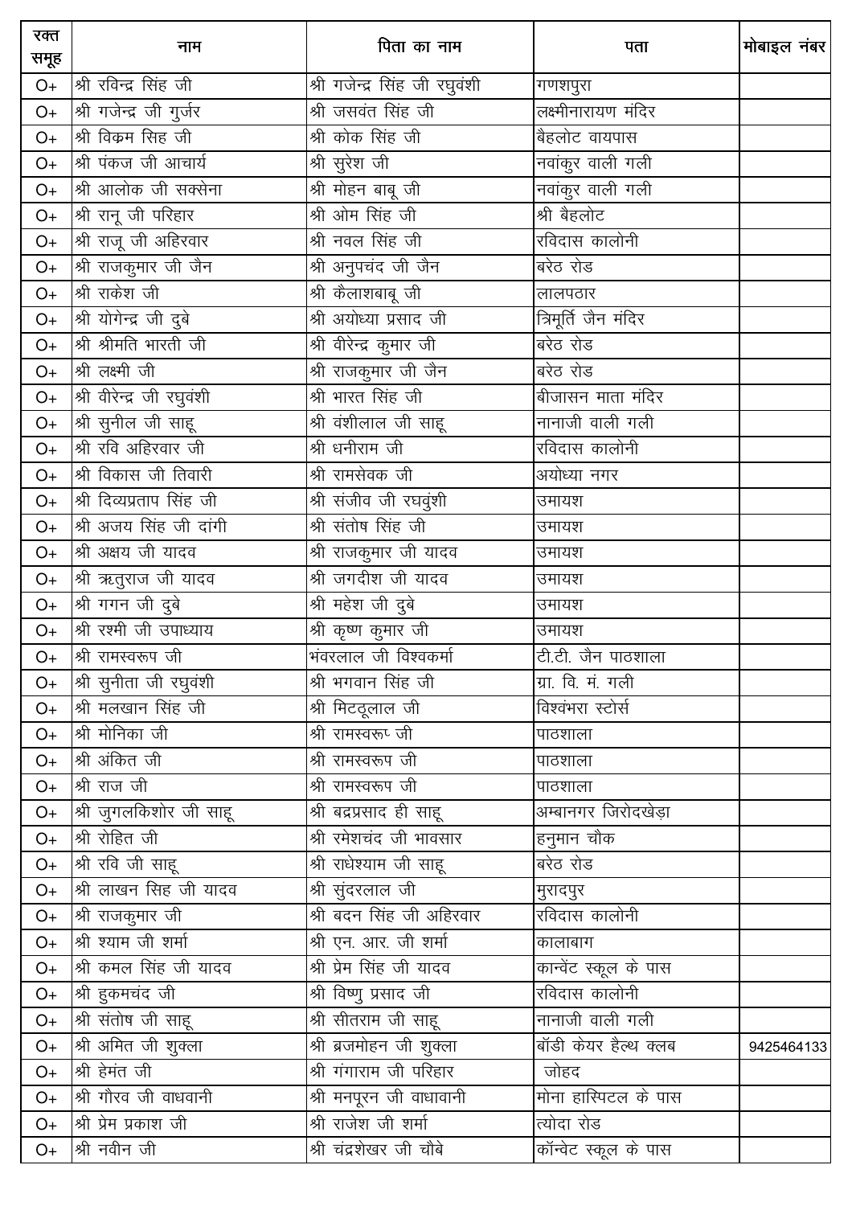| रक्त समूह | नाम | पिता का नाम | पता | मोबाइल नंबर |
|---|---|---|---|---|
| O+ | श्री रविन्द्र सिंह जी | श्री गजेन्द्र सिंह जी रघुवंशी | गणशपुरा | |
| O+ | श्री गजेन्द्र जी गुर्जर | श्री जसवंत सिंह जी | लक्ष्मीनारायण मंदिर | |
| O+ | श्री विक्रम सिह जी | श्री कोक सिंह जी | बैहलोट वायपास | |
| O+ | श्री पंकज जी आचार्य | श्री सुरेश जी | नवांकुर वाली गली | |
| O+ | श्री आलोक जी सक्सेना | श्री मोहन बाबू जी | नवांकुर वाली गली | |
| O+ | श्री रानू जी परिहार | श्री ओम सिंह जी | श्री बैहलोट | |
| O+ | श्री राजू जी अहिरवार | श्री नवल सिंह जी | रविदास कालोनी | |
| O+ | श्री राजकुमार जी जैन | श्री अनुपचंद जी जैन | बरेठ रोड | |
| O+ | श्री राकेश जी | श्री कैलाशबाबू जी | लालपठार | |
| O+ | श्री योगेन्द्र जी दुबे | श्री अयोध्या प्रसाद जी | त्रिमूर्ति जैन मंदिर | |
| O+ | श्री श्रीमति भारती जी | श्री वीरेन्द्र कुमार जी | बरेठ रोड | |
| O+ | श्री लक्ष्मी जी | श्री राजकुमार जी जैन | बरेठ रोड | |
| O+ | श्री वीरेन्द्र जी रघुवंशी | श्री भारत सिंह जी | बीजासन माता मंदिर | |
| O+ | श्री सुनील जी साहू | श्री वंशीलाल जी साहू | नानाजी वाली गली | |
| O+ | श्री रवि अहिरवार जी | श्री धनीराम जी | रविदास कालोनी | |
| O+ | श्री विकास जी तिवारी | श्री रामसेवक जी | अयोध्या नगर | |
| O+ | श्री दिव्यप्रताप सिंह जी | श्री संजीव जी रघवुंशी | उमायश | |
| O+ | श्री अजय सिंह जी दांगी | श्री संतोष सिंह जी | उमायश | |
| O+ | श्री अक्षय जी यादव | श्री राजकुमार जी यादव | उमायश | |
| O+ | श्री ऋतुराज जी यादव | श्री जगदीश जी यादव | उमायश | |
| O+ | श्री गगन जी दुबे | श्री महेश जी दुबे | उमायश | |
| O+ | श्री रश्मी जी उपाध्याय | श्री कृष्ण कुमार जी | उमायश | |
| O+ | श्री रामस्वरूप जी | भंवरलाल जी विश्वकर्मा | टी.टी. जैन पाठशाला | |
| O+ | श्री सुनीता जी रघुवंशी | श्री भगवान सिंह जी | ग्रा. वि. मं. गली | |
| O+ | श्री मलखान सिंह जी | श्री मिट्ठूलाल जी | विश्वंभरा स्टोर्स | |
| O+ | श्री मोनिका जी | श्री रामस्वरू्प जी | पाठशाला | |
| O+ | श्री अंकित जी | श्री रामस्वरूप जी | पाठशाला | |
| O+ | श्री राज जी | श्री रामस्वरूप जी | पाठशाला | |
| O+ | श्री जुगलकिशोर जी साहू | श्री बद्रप्रसाद ही साहू | अम्बानगर जिरोदखेड़ा | |
| O+ | श्री रोहित जी | श्री रमेशचंद जी भावसार | हनुमान चौक | |
| O+ | श्री रवि जी साहू | श्री राधेश्याम जी साहू | बरेठ रोड | |
| O+ | श्री लाखन सिह जी यादव | श्री सुंदरलाल जी | मुरादपुर | |
| O+ | श्री राजकुमार जी | श्री बदन सिंह जी अहिरवार | रविदास कालोनी | |
| O+ | श्री श्याम जी शर्मा | श्री एन. आर. जी शर्मा | कालाबाग | |
| O+ | श्री कमल सिंह जी यादव | श्री प्रेम सिंह जी यादव | कान्वेंट स्कूल के पास | |
| O+ | श्री हुकमचंद जी | श्री विष्णु प्रसाद जी | रविदास कालोनी | |
| O+ | श्री संतोष जी साहू | श्री सीतराम जी साहू | नानाजी वाली गली | |
| O+ | श्री अमित जी शुक्ला | श्री ब्रजमोहन जी शुक्ला | बॉडी केयर हैल्थ क्लब | 9425464133 |
| O+ | श्री हेमंत जी | श्री गंगाराम जी परिहार | जोहद | |
| O+ | श्री गौरव जी वाधवानी | श्री मनपूरन जी वाधावानी | मोना हास्पिटल के पास | |
| O+ | श्री प्रेम प्रकाश जी | श्री राजेश जी शर्मा | त्योदा रोड | |
| O+ | श्री नवीन जी | श्री चंद्रशेखर जी चौबे | कॉन्वेट स्कूल के पास | |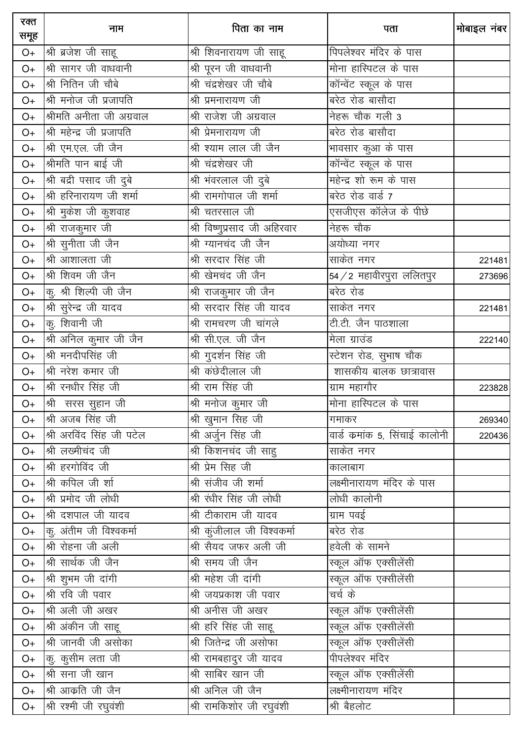| रक्त समूह | नाम | पिता का नाम | पता | मोबाइल नंबर |
|---|---|---|---|---|
| O+ | श्री ब्रजेश जी साहू | श्री शिवनारायण जी साहू | पिपलेश्वर मंदिर के पास | |
| O+ | श्री सागर जी वाधवानी | श्री पूरन जी वाधवानी | मोना हास्पिटल के पास | |
| O+ | श्री नितिन जी चौबे | श्री चंद्रशेखर जी चौबे | कॉन्वेंट स्कूल के पास | |
| O+ | श्री मनोज जी प्रजापति | श्री प्रमनारायण जी | बरेठ रोड बासौदा | |
| O+ | श्रीमति अनीता जी अग्रवाल | श्री राजेश जी अग्रवाल | नेहरू चौक गली 3 | |
| O+ | श्री महेन्द्र जी प्रजापति | श्री प्रेमनारायण जी | बरेठ रोड बासौदा | |
| O+ | श्री एम.एल. जी जैन | श्री श्याम लाल जी जैन | भावसार कुआ के पास | |
| O+ | श्रीमति पान बाई जी | श्री चंद्रशेखर जी | कॉन्वेंट स्कूल के पास | |
| O+ | श्री बद्री पसाद जी दुबे | श्री भंवरलाल जी दुबे | महेन्द्र शो रूम के पास | |
| O+ | श्री हरिनारायण जी शर्मा | श्री रामगोपाल जी शर्मा | बरेठ रोड वार्ड 7 | |
| O+ | श्री मुकेश जी कुशवाह | श्री चतरसाल जी | एसजीएस कॉलेज के पीछे | |
| O+ | श्री राजकुमार जी | श्री विष्णुप्रसाद जी अहिरवार | नेहरू चौक | |
| O+ | श्री सुनीता जी जैन | श्री ग्यानचंद जी जैन | अयोध्या नगर | |
| O+ | श्री आशालता जी | श्री सरदार सिंह जी | साकेत नगर | 221481 |
| O+ | श्री शिवम जी जैन | श्री खेमचंद जी जैन | 54/2 महावीरपुरा ललितपुर | 273696 |
| O+ | कु. श्री शिल्पी जी जैन | श्री राजकुमार जी जैन | बरेठ रोड | |
| O+ | श्री सुरेन्द्र जी यादव | श्री सरदार सिंह जी यादव | साकेत नगर | 221481 |
| O+ | कु. शिवानी जी | श्री रामचरण जी चांगले | टी.टी. जैन पाठशाला | |
| O+ | श्री अनिल कुमार जी जैन | श्री सी.एल. जी जैन | मेला ग्राउंड | 222140 |
| O+ | श्री मनदीपसिंह जी | श्री गुदर्शन सिंह जी | स्टेशन रोड, सुभाष चौक | |
| O+ | श्री नरेश कमार जी | श्री कंछेदीलाल जी | शासकीय बालक छात्रावास | |
| O+ | श्री रनधीर सिंह जी | श्री राम सिंह जी | ग्राम महागौर | 223828 |
| O+ | श्री सरस सुहान जी | श्री मनोज कुमार जी | मोना हास्पिटल के पास | |
| O+ | श्री अजब सिंह जी | श्री खुमान सिह जी | गमाकर | 269340 |
| O+ | श्री अरविंद सिंह जी पटेल | श्री अर्जुन सिंह जी | वार्ड कमांक 5, सिंचाई कालोनी | 220436 |
| O+ | श्री लख्मीचंद जी | श्री किशनचंद जी साहु | साकेत नगर | |
| O+ | श्री हरगोविंद जी | श्री प्रेम सिह जी | कालाबाग | |
| O+ | श्री कपिल जी शर्मा | श्री संजीव जी शर्मा | लक्ष्मीनारायण मंदिर के पास | |
| O+ | श्री प्रमोद जी लोधी | श्री रंधीर सिंह जी लोधी | लोधी कालोनी | |
| O+ | श्री दशपाल जी यादव | श्री टीकाराम जी यादव | ग्राम पवई | |
| O+ | कु. अंतीम जी विश्वकर्मा | श्री कुंजीलाल जी विश्वकर्मा | बरेठ रोड | |
| O+ | श्री रोहना जी अली | श्री सैयद जफर अली जी | हवेली के सामने | |
| O+ | श्री सार्थक जी जैन | श्री समय जी जैन | स्कूल ऑफ एक्सीलेंसी | |
| O+ | श्री शुभम जी दांगी | श्री महेश जी दांगी | स्कूल ऑफ एक्सीलेंसी | |
| O+ | श्री रवि जी पवार | श्री जयप्रकाश जी पवार | चर्च के | |
| O+ | श्री अली जी अखर | श्री अनीस जी अखर | स्कूल ऑफ एक्सीलेंसी | |
| O+ | श्री अंकीन जी साहू | श्री हरि सिंह जी साहू | स्कूल ऑफ एक्सीलेंसी | |
| O+ | श्री जानवी जी असोका | श्री जितेन्द्र जी असोफा | स्कूल ऑफ एक्सीलेंसी | |
| O+ | कु. कुसीम लता जी | श्री रामबहादुर जी यादव | पीपलेश्वर मंदिर | |
| O+ | श्री सना जी खान | श्री साबिर खान जी | स्कूल ऑफ एक्सीलेंसी | |
| O+ | श्री आक्रति जी जैन | श्री अनिल जी जैन | लक्ष्मीनारायण मंदिर | |
| O+ | श्री रश्मी जी रघुवंशी | श्री रामकिशोर जी रघुवंशी | श्री बैहलोट | |